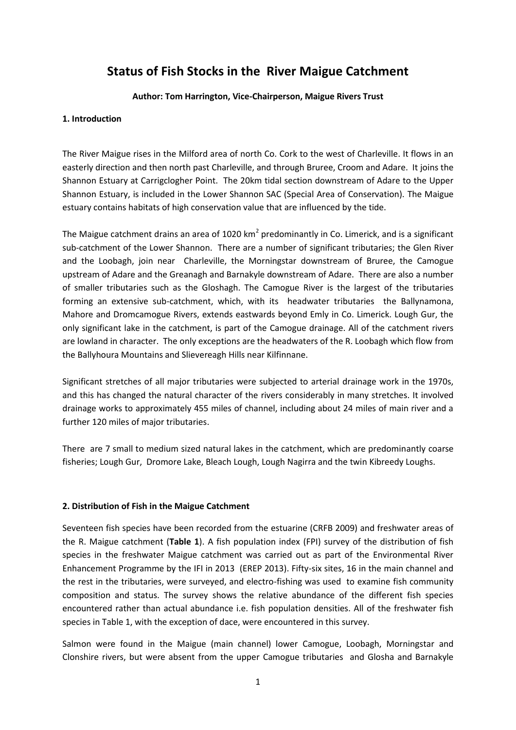# Status of Fish Stocks in the River Maigue Catchment

**Author: Tom Harrington, Vice-Chairperson, Maigue Rivers Trust**

## 1. Introduction

The River Maigue rises in the Milford area of north Co. Cork to the west of Charleville. It flows in an easterly direction and then north past Charleville, and through Bruree, Croom and Adare. It joins the Shannon Estuary at Carrigclogher Point. The 20km tidal section downstream of Adare to the Upper Shannon Estuary, is included in the Lower Shannon SAC (Special Area of Conservation). The Maigue estuary contains habitats of high conservation value that are influenced by the tide.

The Maigue catchment drains an area of 1020 $km^2$ predominantly in Co. Limerick, and is a significant sub-catchment of the Lower Shannon. There are a number of significant tributaries; the Glen River and the Loobagh, join near Charleville, the Morningstar downstream of Bruree, the Camogue upstream of Adare and the Greanagh and Barnakyle downstream of Adare. There are also a number of smaller tributaries such as the Gloshagh. The Camogue River is the largest of the tributaries forming an extensive sub-catchment, which, with its headwater tributaries the Ballynamona, Mahore and Dromcamogue Rivers, extends eastwards beyond Emly in Co. Limerick. Lough Gur, the only significant lake in the catchment, is part of the Camogue drainage. All of the catchment rivers are lowland in character. The only exceptions are the headwaters of the R. Loobagh which flow from the Ballyhoura Mountains and Slievereagh Hills near Kilfinnane.

Significant stretches of all major tributaries were subjected to arterial drainage work in the 1970s, and this has changed the natural character of the rivers considerably in many stretches. It involved drainage works to approximately 455 miles of channel, including about 24 miles of main river and a further 120 miles of major tributaries.

There are 7 small to medium sized natural lakes in the catchment, which are predominantly coarse fisheries; Lough Gur, Dromore Lake, Bleach Lough, Lough Nagirra and the twin Kibreedy Loughs.

## 2. Distribution of Fish in the Maigue Catchment

Seventeen fish species have been recorded from the estuarine (CRFB 2009) and freshwater areas of the R. Maigue catchment (**Table 1**). A fish population index (FPI) survey of the distribution of fish species in the freshwater Maigue catchment was carried out as part of the Environmental River Enhancement Programme by the IFI in 2013 (EREP 2013). Fifty-six sites, 16 in the main channel and the rest in the tributaries, were surveyed, and electro-fishing was used to examine fish community composition and status. The survey shows the relative abundance of the different fish species encountered rather than actual abundance i.e. fish population densities. All of the freshwater fish species in Table 1, with the exception of dace, were encountered in this survey.

Salmon were found in the Maigue (main channel) lower Camogue, Loobagh, Morningstar and Clonshire rivers, but were absent from the upper Camogue tributaries and Glosha and Barnakyle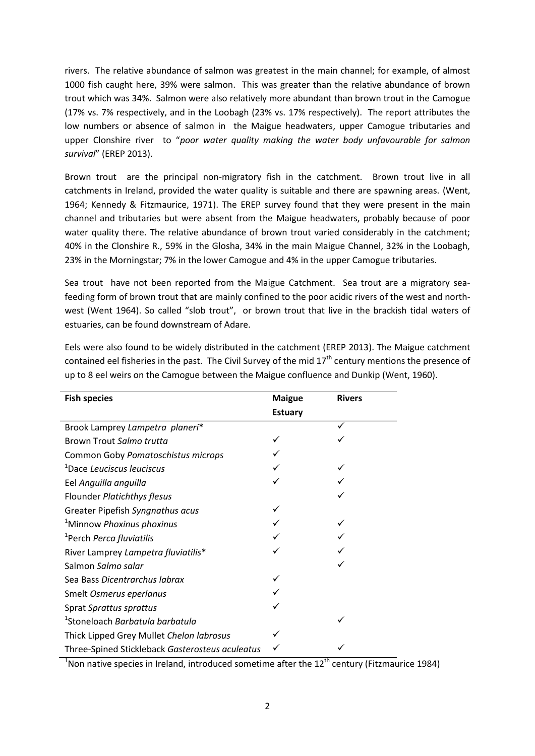rivers. The relative abundance of salmon was greatest in the main channel; for example, of almost 1000 fish caught here, 39% were salmon. This was greater than the relative abundance of brown trout which was 34%. Salmon were also relatively more abundant than brown trout in the Camogue (17% vs. 7% respectively, and in the Loobagh (23% vs. 17% respectively). The report attributes the low numbers or absence of salmon in the Maigue headwaters, upper Camogue tributaries and upper Clonshire river to "*poor water quality making the water body unfavourable for salmon survival*" (EREP 2013).

Brown trout are the principal non-migratory fish in the catchment. Brown trout live in all catchments in Ireland, provided the water quality is suitable and there are spawning areas. (Went, 1964; Kennedy & Fitzmaurice, 1971). The EREP survey found that they were present in the main channel and tributaries but were absent from the Maigue headwaters, probably because of poor water quality there. The relative abundance of brown trout varied considerably in the catchment; 40% in the Clonshire R., 59% in the Glosha, 34% in the main Maigue Channel, 32% in the Loobagh, 23% in the Morningstar; 7% in the lower Camogue and 4% in the upper Camogue tributaries.

Sea trout have not been reported from the Maigue Catchment. Sea trout are a migratory sea-feeding form of brown trout that are mainly confined to the poor acidic rivers of the west and north-west (Went 1964). So called "slob trout", or brown trout that live in the brackish tidal waters of estuaries, can be found downstream of Adare.

Eels were also found to be widely distributed in the catchment (EREP 2013). The Maigue catchment contained eel fisheries in the past. The Civil Survey of the mid 17th century mentions the presence of up to 8 eel weirs on the Camogue between the Maigue confluence and Dunkip (Went, 1960).

| Fish species | Maigue Estuary | Rivers |
|---|---|---|
| Brook Lamprey *Lampetra planeri** | | ✓ |
| Brown Trout *Salmo trutta* | ✓ | ✓ |
| Common Goby *Pomatoschistus microps* | ✓ | |
| [1]Dace *Leuciscus leuciscus* | ✓ | ✓ |
| Eel *Anguilla anguilla* | ✓ | ✓ |
| Flounder *Platichthys flesus* | | ✓ |
| Greater Pipefish *Syngnathus acus* | ✓ | |
| [1]Minnow *Phoxinus phoxinus* | ✓ | ✓ |
| [1]Perch *Perca fluviatilis* | ✓ | ✓ |
| River Lamprey *Lampetra fluviatilis** | ✓ | ✓ |
| Salmon *Salmo salar* | | ✓ |
| Sea Bass *Dicentrarchus labrax* | ✓ | |
| Smelt *Osmerus eperlanus* | ✓ | |
| Sprat *Sprattus sprattus* | ✓ | |
| [1]Stoneloach *Barbatula barbatula* | | ✓ |
| Thick Lipped Grey Mullet *Chelon labrosus* | ✓ | |
| Three-Spined Stickleback *Gasterosteus aculeatus* | ✓ | ✓ |

[1]Non native species in Ireland, introduced sometime after the 12th century (Fitzmaurice 1984)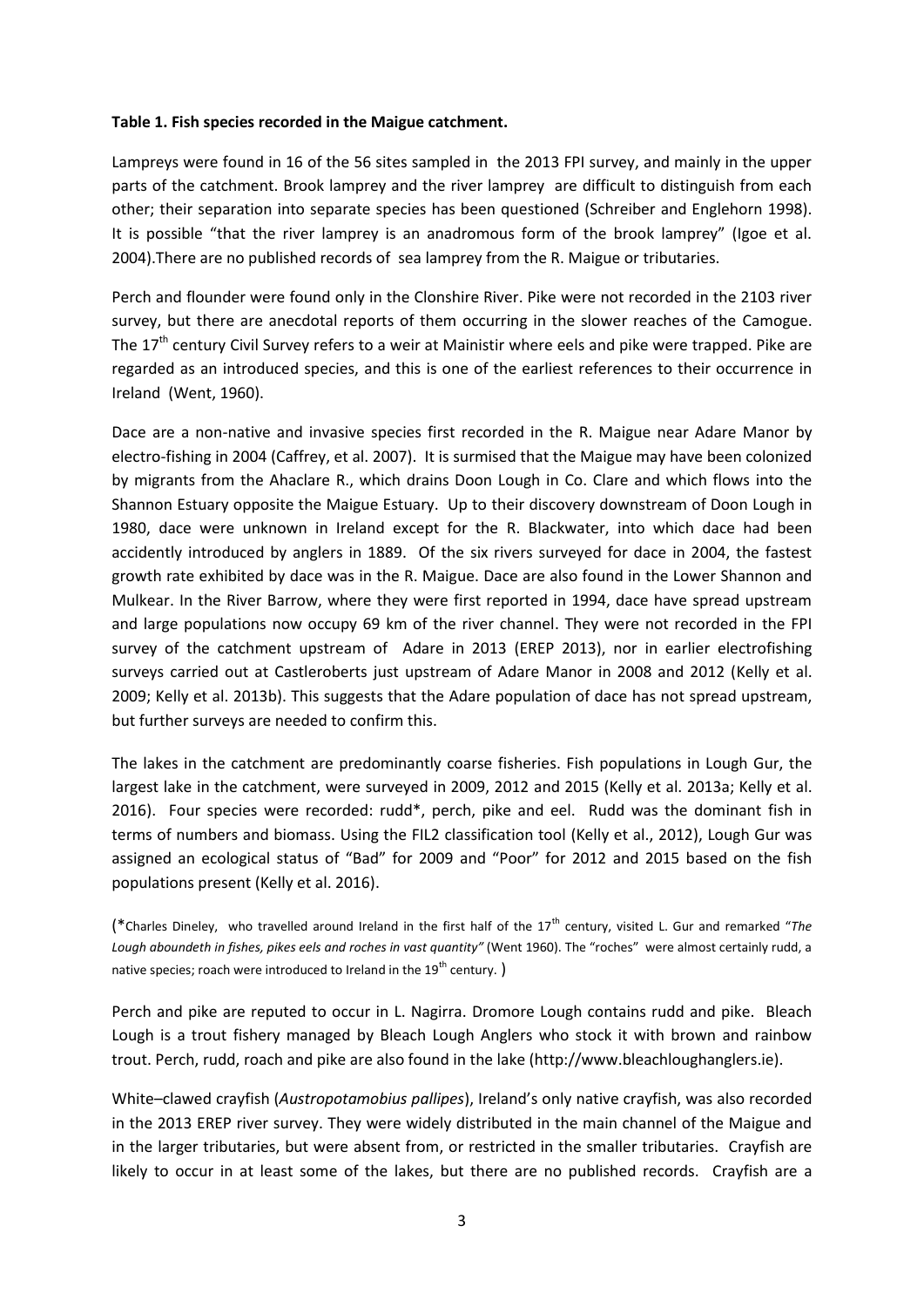**Table 1. Fish species recorded in the Maigue catchment.**

Lampreys were found in 16 of the 56 sites sampled in the 2013 FPI survey, and mainly in the upper parts of the catchment. Brook lamprey and the river lamprey are difficult to distinguish from each other; their separation into separate species has been questioned (Schreiber and Englehorn 1998). It is possible "that the river lamprey is an anadromous form of the brook lamprey" (Igoe et al. 2004).There are no published records of sea lamprey from the R. Maigue or tributaries.

Perch and flounder were found only in the Clonshire River. Pike were not recorded in the 2103 river survey, but there are anecdotal reports of them occurring in the slower reaches of the Camogue. The 17th century Civil Survey refers to a weir at Mainistir where eels and pike were trapped. Pike are regarded as an introduced species, and this is one of the earliest references to their occurrence in Ireland (Went, 1960).

Dace are a non-native and invasive species first recorded in the R. Maigue near Adare Manor by electro-fishing in 2004 (Caffrey, et al. 2007). It is surmised that the Maigue may have been colonized by migrants from the Ahaclare R., which drains Doon Lough in Co. Clare and which flows into the Shannon Estuary opposite the Maigue Estuary. Up to their discovery downstream of Doon Lough in 1980, dace were unknown in Ireland except for the R. Blackwater, into which dace had been accidently introduced by anglers in 1889. Of the six rivers surveyed for dace in 2004, the fastest growth rate exhibited by dace was in the R. Maigue. Dace are also found in the Lower Shannon and Mulkear. In the River Barrow, where they were first reported in 1994, dace have spread upstream and large populations now occupy 69 km of the river channel. They were not recorded in the FPI survey of the catchment upstream of Adare in 2013 (EREP 2013), nor in earlier electrofishing surveys carried out at Castleroberts just upstream of Adare Manor in 2008 and 2012 (Kelly et al. 2009; Kelly et al. 2013b). This suggests that the Adare population of dace has not spread upstream, but further surveys are needed to confirm this.

The lakes in the catchment are predominantly coarse fisheries. Fish populations in Lough Gur, the largest lake in the catchment, were surveyed in 2009, 2012 and 2015 (Kelly et al. 2013a; Kelly et al. 2016). Four species were recorded: rudd*, perch, pike and eel. Rudd was the dominant fish in terms of numbers and biomass. Using the FIL2 classification tool (Kelly et al., 2012), Lough Gur was assigned an ecological status of "Bad" for 2009 and "Poor" for 2012 and 2015 based on the fish populations present (Kelly et al. 2016).

(*Charles Dineley, who travelled around Ireland in the first half of the 17th century, visited L. Gur and remarked "*The Lough aboundeth in fishes, pikes eels and roches in vast quantity"* (Went 1960). The "roches" were almost certainly rudd, a native species; roach were introduced to Ireland in the 19th century. )

Perch and pike are reputed to occur in L. Nagirra. Dromore Lough contains rudd and pike. Bleach Lough is a trout fishery managed by Bleach Lough Anglers who stock it with brown and rainbow trout. Perch, rudd, roach and pike are also found in the lake (http://www.bleachloughanglers.ie).

White–clawed crayfish (*Austropotamobius pallipes*), Ireland's only native crayfish, was also recorded in the 2013 EREP river survey. They were widely distributed in the main channel of the Maigue and in the larger tributaries, but were absent from, or restricted in the smaller tributaries. Crayfish are likely to occur in at least some of the lakes, but there are no published records. Crayfish are a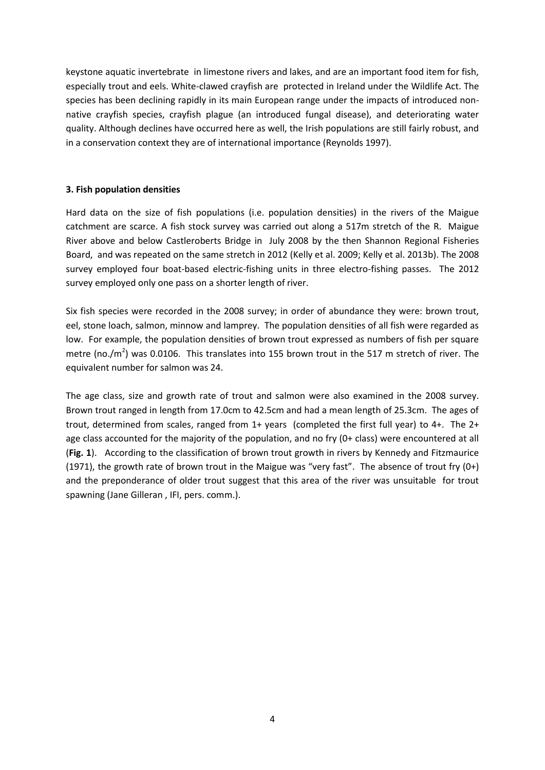keystone aquatic invertebrate in limestone rivers and lakes, and are an important food item for fish, especially trout and eels. White-clawed crayfish are protected in Ireland under the Wildlife Act. The species has been declining rapidly in its main European range under the impacts of introduced non-native crayfish species, crayfish plague (an introduced fungal disease), and deteriorating water quality. Although declines have occurred here as well, the Irish populations are still fairly robust, and in a conservation context they are of international importance (Reynolds 1997).

### 3. Fish population densities

Hard data on the size of fish populations (i.e. population densities) in the rivers of the Maigue catchment are scarce. A fish stock survey was carried out along a 517m stretch of the R. Maigue River above and below Castleroberts Bridge in July 2008 by the then Shannon Regional Fisheries Board, and was repeated on the same stretch in 2012 (Kelly et al. 2009; Kelly et al. 2013b). The 2008 survey employed four boat-based electric-fishing units in three electro-fishing passes. The 2012 survey employed only one pass on a shorter length of river.

Six fish species were recorded in the 2008 survey; in order of abundance they were: brown trout, eel, stone loach, salmon, minnow and lamprey. The population densities of all fish were regarded as low. For example, the population densities of brown trout expressed as numbers of fish per square metre (no./m$^2$) was 0.0106. This translates into 155 brown trout in the 517 m stretch of river. The equivalent number for salmon was 24.

The age class, size and growth rate of trout and salmon were also examined in the 2008 survey. Brown trout ranged in length from 17.0cm to 42.5cm and had a mean length of 25.3cm. The ages of trout, determined from scales, ranged from 1+ years (completed the first full year) to 4+. The 2+ age class accounted for the majority of the population, and no fry (0+ class) were encountered at all (**Fig. 1**). According to the classification of brown trout growth in rivers by Kennedy and Fitzmaurice (1971), the growth rate of brown trout in the Maigue was "very fast". The absence of trout fry (0+) and the preponderance of older trout suggest that this area of the river was unsuitable for trout spawning (Jane Gilleran , IFI, pers. comm.).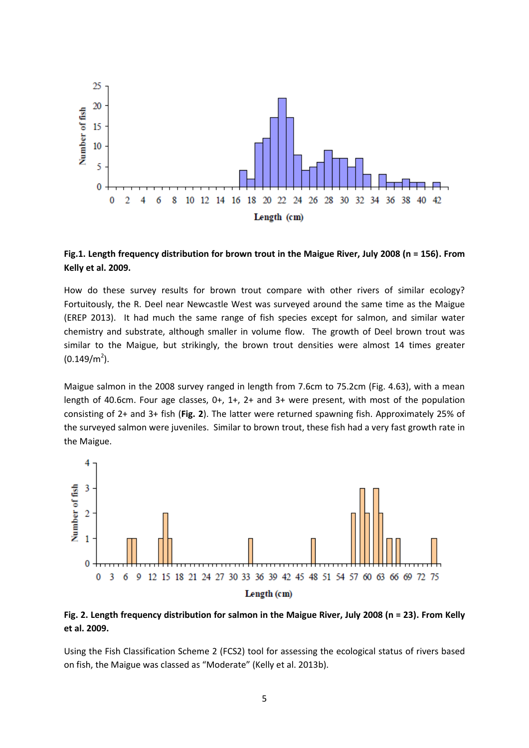**Fig.1. Length frequency distribution for brown trout in the Maigue River, July 2008 (n = 156). From Kelly et al. 2009.**

How do these survey results for brown trout compare with other rivers of similar ecology? Fortuitously, the R. Deel near Newcastle West was surveyed around the same time as the Maigue (EREP 2013). It had much the same range of fish species except for salmon, and similar water chemistry and substrate, although smaller in volume flow. The growth of Deel brown trout was similar to the Maigue, but strikingly, the brown trout densities were almost 14 times greater (0.149/m$^2$).

Maigue salmon in the 2008 survey ranged in length from 7.6cm to 75.2cm (Fig. 4.63), with a mean length of 40.6cm. Four age classes, 0+, 1+, 2+ and 3+ were present, with most of the population consisting of 2+ and 3+ fish (**Fig. 2**). The latter were returned spawning fish. Approximately 25% of the surveyed salmon were juveniles. Similar to brown trout, these fish had a very fast growth rate in the Maigue.

**Fig. 2. Length frequency distribution for salmon in the Maigue River, July 2008 (n = 23). From Kelly et al. 2009.**

Using the Fish Classification Scheme 2 (FCS2) tool for assessing the ecological status of rivers based on fish, the Maigue was classed as "Moderate" (Kelly et al. 2013b).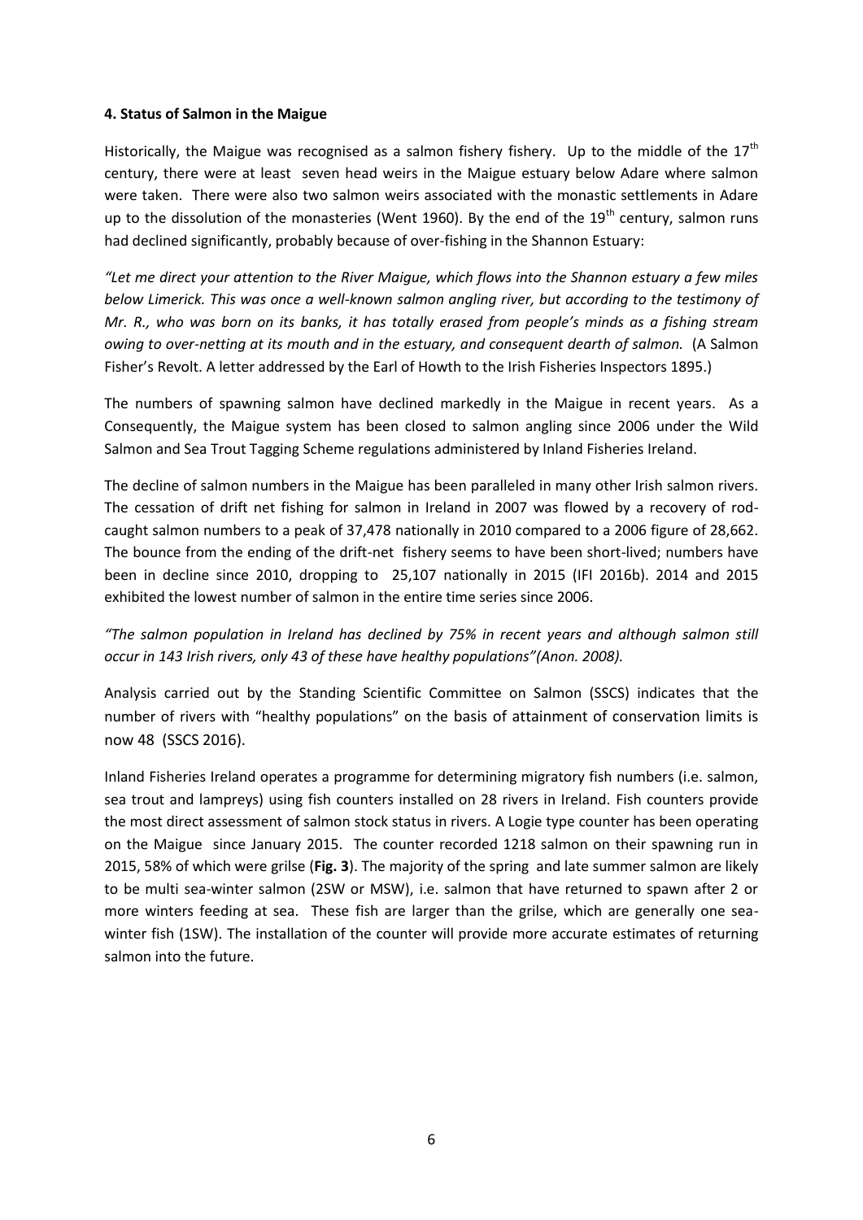**4. Status of Salmon in the Maigue**

Historically, the Maigue was recognised as a salmon fishery fishery. Up to the middle of the 17th century, there were at least seven head weirs in the Maigue estuary below Adare where salmon were taken. There were also two salmon weirs associated with the monastic settlements in Adare up to the dissolution of the monasteries (Went 1960). By the end of the 19th century, salmon runs had declined significantly, probably because of over-fishing in the Shannon Estuary:

*"Let me direct your attention to the River Maigue, which flows into the Shannon estuary a few miles below Limerick. This was once a well-known salmon angling river, but according to the testimony of Mr. R., who was born on its banks, it has totally erased from people's minds as a fishing stream owing to over-netting at its mouth and in the estuary, and consequent dearth of salmon.* (A Salmon Fisher's Revolt. A letter addressed by the Earl of Howth to the Irish Fisheries Inspectors 1895.)

The numbers of spawning salmon have declined markedly in the Maigue in recent years. As a Consequently, the Maigue system has been closed to salmon angling since 2006 under the Wild Salmon and Sea Trout Tagging Scheme regulations administered by Inland Fisheries Ireland.

The decline of salmon numbers in the Maigue has been paralleled in many other Irish salmon rivers. The cessation of drift net fishing for salmon in Ireland in 2007 was flowed by a recovery of rod-caught salmon numbers to a peak of 37,478 nationally in 2010 compared to a 2006 figure of 28,662. The bounce from the ending of the drift-net fishery seems to have been short-lived; numbers have been in decline since 2010, dropping to 25,107 nationally in 2015 (IFI 2016b). 2014 and 2015 exhibited the lowest number of salmon in the entire time series since 2006.

*"The salmon population in Ireland has declined by 75% in recent years and although salmon still occur in 143 Irish rivers, only 43 of these have healthy populations"(Anon. 2008).*

Analysis carried out by the Standing Scientific Committee on Salmon (SSCS) indicates that the number of rivers with "healthy populations" on the basis of attainment of conservation limits is now 48 (SSCS 2016).

Inland Fisheries Ireland operates a programme for determining migratory fish numbers (i.e. salmon, sea trout and lampreys) using fish counters installed on 28 rivers in Ireland. Fish counters provide the most direct assessment of salmon stock status in rivers. A Logie type counter has been operating on the Maigue since January 2015. The counter recorded 1218 salmon on their spawning run in 2015, 58% of which were grilse (**Fig. 3**). The majority of the spring and late summer salmon are likely to be multi sea-winter salmon (2SW or MSW), i.e. salmon that have returned to spawn after 2 or more winters feeding at sea. These fish are larger than the grilse, which are generally one sea-winter fish (1SW). The installation of the counter will provide more accurate estimates of returning salmon into the future.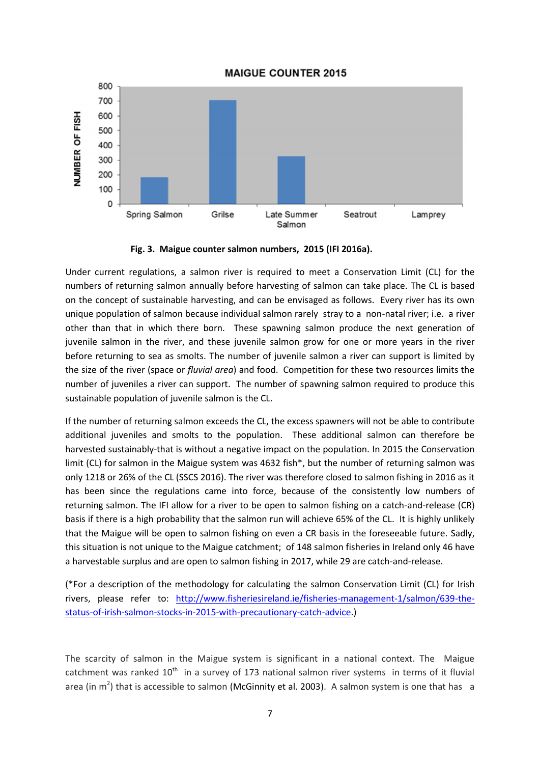**MAIGUE COUNTER 2015**

| Category | Number of fish |
|---|---|
| Spring Salmon | ~185 |
| Grilse | ~705 |
| Late Summer Salmon | ~325 |
| Seatrout | 0 |
| Lamprey | 0 |

**Fig. 3. Maigue counter salmon numbers, 2015 (IFI 2016a).**

Under current regulations, a salmon river is required to meet a Conservation Limit (CL) for the numbers of returning salmon annually before harvesting of salmon can take place. The CL is based on the concept of sustainable harvesting, and can be envisaged as follows. Every river has its own unique population of salmon because individual salmon rarely stray to a non-natal river; i.e. a river other than that in which there born. These spawning salmon produce the next generation of juvenile salmon in the river, and these juvenile salmon grow for one or more years in the river before returning to sea as smolts. The number of juvenile salmon a river can support is limited by the size of the river (space or *fluvial area*) and food. Competition for these two resources limits the number of juveniles a river can support. The number of spawning salmon required to produce this sustainable population of juvenile salmon is the CL.

If the number of returning salmon exceeds the CL, the excess spawners will not be able to contribute additional juveniles and smolts to the population. These additional salmon can therefore be harvested sustainably-that is without a negative impact on the population. In 2015 the Conservation limit (CL) for salmon in the Maigue system was 4632 fish*, but the number of returning salmon was only 1218 or 26% of the CL (SSCS 2016). The river was therefore closed to salmon fishing in 2016 as it has been since the regulations came into force, because of the consistently low numbers of returning salmon. The IFI allow for a river to be open to salmon fishing on a catch-and-release (CR) basis if there is a high probability that the salmon run will achieve 65% of the CL. It is highly unlikely that the Maigue will be open to salmon fishing on even a CR basis in the foreseeable future. Sadly, this situation is not unique to the Maigue catchment; of 148 salmon fisheries in Ireland only 46 have a harvestable surplus and are open to salmon fishing in 2017, while 29 are catch-and-release.

(*For a description of the methodology for calculating the salmon Conservation Limit (CL) for Irish rivers, please refer to: http://www.fisheriesireland.ie/fisheries-management-1/salmon/639-the-status-of-irish-salmon-stocks-in-2015-with-precautionary-catch-advice.)

The scarcity of salmon in the Maigue system is significant in a national context. The Maigue catchment was ranked 10th in a survey of 173 national salmon river systems in terms of it fluvial area (in $m^2$) that is accessible to salmon (McGinnity et al. 2003). A salmon system is one that has a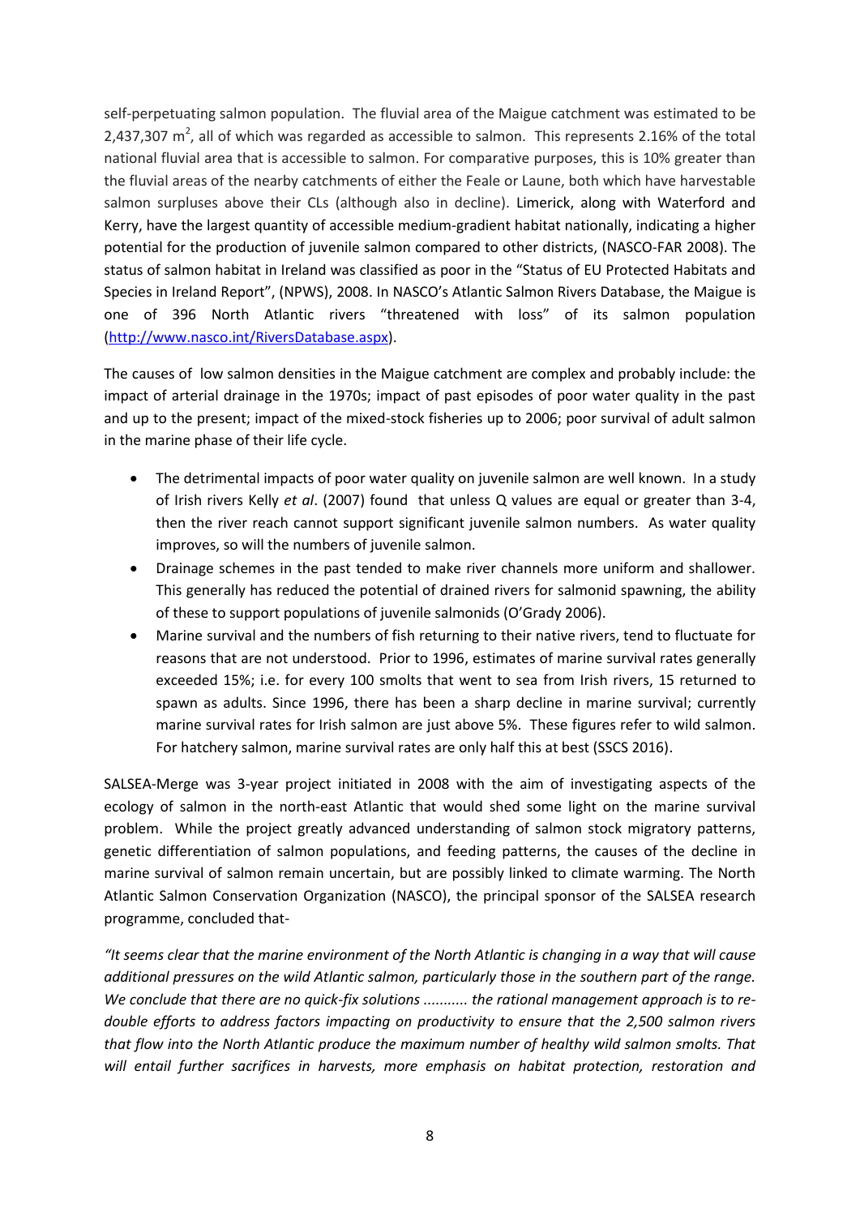self-perpetuating salmon population. The fluvial area of the Maigue catchment was estimated to be 2,437,307 $m^2$, all of which was regarded as accessible to salmon. This represents 2.16% of the total national fluvial area that is accessible to salmon. For comparative purposes, this is 10% greater than the fluvial areas of the nearby catchments of either the Feale or Laune, both which have harvestable salmon surpluses above their CLs (although also in decline). Limerick, along with Waterford and Kerry, have the largest quantity of accessible medium-gradient habitat nationally, indicating a higher potential for the production of juvenile salmon compared to other districts, (NASCO-FAR 2008). The status of salmon habitat in Ireland was classified as poor in the "Status of EU Protected Habitats and Species in Ireland Report", (NPWS), 2008. In NASCO's Atlantic Salmon Rivers Database, the Maigue is one of 396 North Atlantic rivers "threatened with loss" of its salmon population (http://www.nasco.int/RiversDatabase.aspx).

The causes of low salmon densities in the Maigue catchment are complex and probably include: the impact of arterial drainage in the 1970s; impact of past episodes of poor water quality in the past and up to the present; impact of the mixed-stock fisheries up to 2006; poor survival of adult salmon in the marine phase of their life cycle.

- The detrimental impacts of poor water quality on juvenile salmon are well known. In a study of Irish rivers Kelly *et al*. (2007) found that unless Q values are equal or greater than 3-4, then the river reach cannot support significant juvenile salmon numbers. As water quality improves, so will the numbers of juvenile salmon.
- Drainage schemes in the past tended to make river channels more uniform and shallower. This generally has reduced the potential of drained rivers for salmonid spawning, the ability of these to support populations of juvenile salmonids (O'Grady 2006).
- Marine survival and the numbers of fish returning to their native rivers, tend to fluctuate for reasons that are not understood. Prior to 1996, estimates of marine survival rates generally exceeded 15%; i.e. for every 100 smolts that went to sea from Irish rivers, 15 returned to spawn as adults. Since 1996, there has been a sharp decline in marine survival; currently marine survival rates for Irish salmon are just above 5%. These figures refer to wild salmon. For hatchery salmon, marine survival rates are only half this at best (SSCS 2016).

SALSEA-Merge was 3-year project initiated in 2008 with the aim of investigating aspects of the ecology of salmon in the north-east Atlantic that would shed some light on the marine survival problem. While the project greatly advanced understanding of salmon stock migratory patterns, genetic differentiation of salmon populations, and feeding patterns, the causes of the decline in marine survival of salmon remain uncertain, but are possibly linked to climate warming. The North Atlantic Salmon Conservation Organization (NASCO), the principal sponsor of the SALSEA research programme, concluded that-

*"It seems clear that the marine environment of the North Atlantic is changing in a way that will cause additional pressures on the wild Atlantic salmon, particularly those in the southern part of the range. We conclude that there are no quick-fix solutions ........... the rational management approach is to re-double efforts to address factors impacting on productivity to ensure that the 2,500 salmon rivers that flow into the North Atlantic produce the maximum number of healthy wild salmon smolts. That will entail further sacrifices in harvests, more emphasis on habitat protection, restoration and*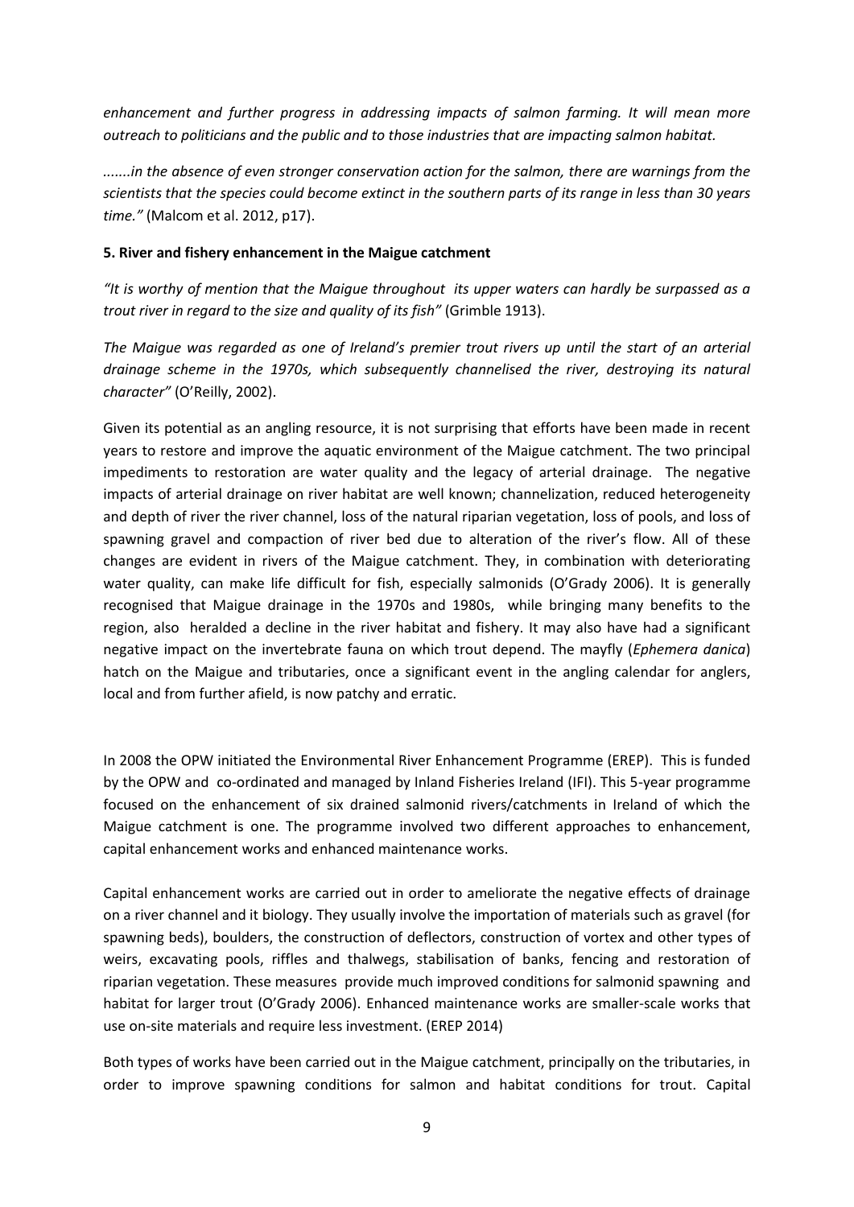*enhancement and further progress in addressing impacts of salmon farming. It will mean more outreach to politicians and the public and to those industries that are impacting salmon habitat.*

*.......in the absence of even stronger conservation action for the salmon, there are warnings from the scientists that the species could become extinct in the southern parts of its range in less than 30 years time."* (Malcom et al. 2012, p17).

**5. River and fishery enhancement in the Maigue catchment**

*"It is worthy of mention that the Maigue throughout its upper waters can hardly be surpassed as a trout river in regard to the size and quality of its fish"* (Grimble 1913).

*The Maigue was regarded as one of Ireland's premier trout rivers up until the start of an arterial drainage scheme in the 1970s, which subsequently channelised the river, destroying its natural character"* (O'Reilly, 2002).

Given its potential as an angling resource, it is not surprising that efforts have been made in recent years to restore and improve the aquatic environment of the Maigue catchment. The two principal impediments to restoration are water quality and the legacy of arterial drainage. The negative impacts of arterial drainage on river habitat are well known; channelization, reduced heterogeneity and depth of river the river channel, loss of the natural riparian vegetation, loss of pools, and loss of spawning gravel and compaction of river bed due to alteration of the river's flow. All of these changes are evident in rivers of the Maigue catchment. They, in combination with deteriorating water quality, can make life difficult for fish, especially salmonids (O'Grady 2006). It is generally recognised that Maigue drainage in the 1970s and 1980s, while bringing many benefits to the region, also heralded a decline in the river habitat and fishery. It may also have had a significant negative impact on the invertebrate fauna on which trout depend. The mayfly (*Ephemera danica*) hatch on the Maigue and tributaries, once a significant event in the angling calendar for anglers, local and from further afield, is now patchy and erratic.

In 2008 the OPW initiated the Environmental River Enhancement Programme (EREP). This is funded by the OPW and co-ordinated and managed by Inland Fisheries Ireland (IFI). This 5-year programme focused on the enhancement of six drained salmonid rivers/catchments in Ireland of which the Maigue catchment is one. The programme involved two different approaches to enhancement, capital enhancement works and enhanced maintenance works.

Capital enhancement works are carried out in order to ameliorate the negative effects of drainage on a river channel and it biology. They usually involve the importation of materials such as gravel (for spawning beds), boulders, the construction of deflectors, construction of vortex and other types of weirs, excavating pools, riffles and thalwegs, stabilisation of banks, fencing and restoration of riparian vegetation. These measures provide much improved conditions for salmonid spawning and habitat for larger trout (O'Grady 2006). Enhanced maintenance works are smaller-scale works that use on-site materials and require less investment. (EREP 2014)

Both types of works have been carried out in the Maigue catchment, principally on the tributaries, in order to improve spawning conditions for salmon and habitat conditions for trout. Capital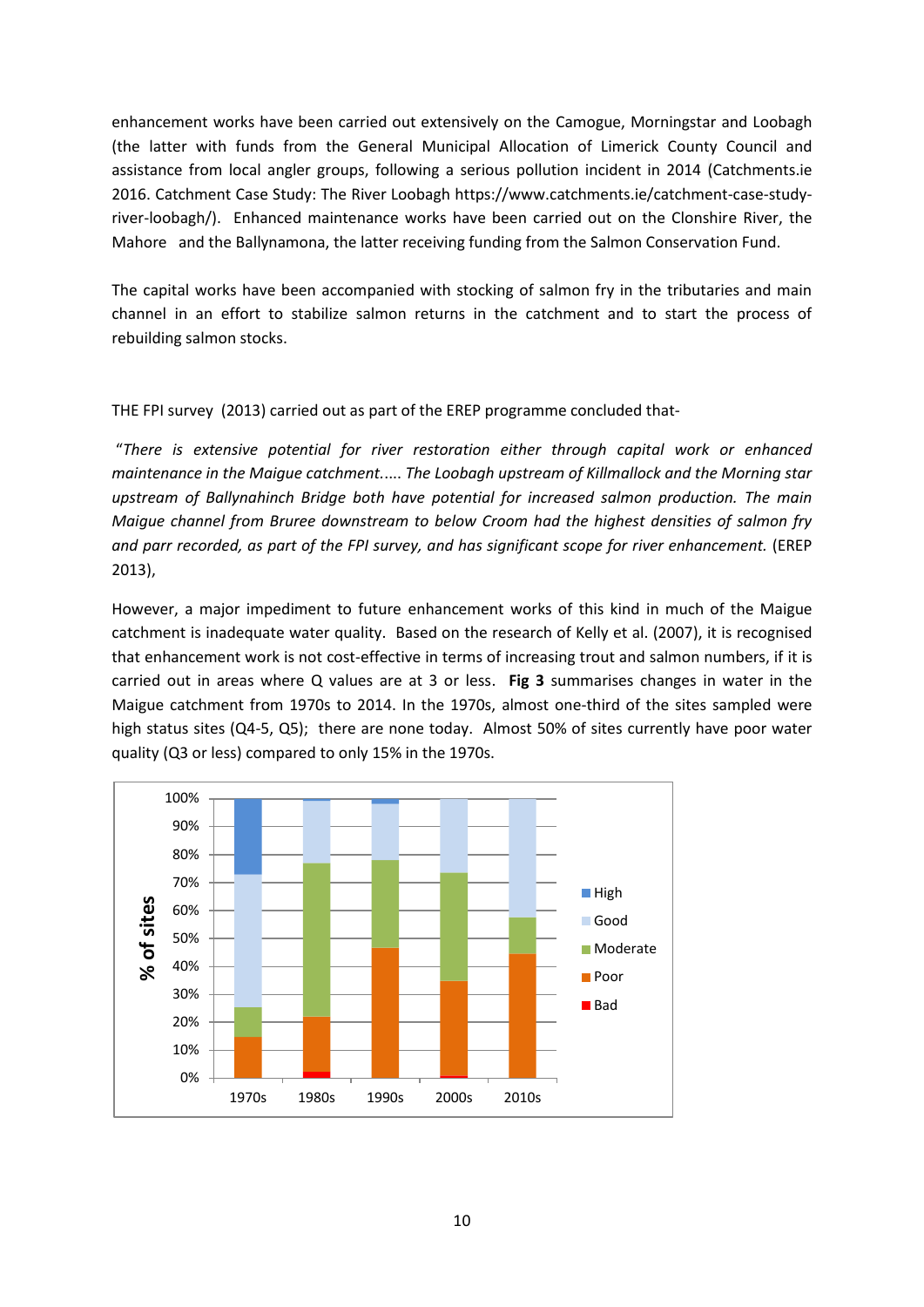enhancement works have been carried out extensively on the Camogue, Morningstar and Loobagh (the latter with funds from the General Municipal Allocation of Limerick County Council and assistance from local angler groups, following a serious pollution incident in 2014 (Catchments.ie 2016. Catchment Case Study: The River Loobagh https://www.catchments.ie/catchment-case-study-river-loobagh/). Enhanced maintenance works have been carried out on the Clonshire River, the Mahore and the Ballynamona, the latter receiving funding from the Salmon Conservation Fund.

The capital works have been accompanied with stocking of salmon fry in the tributaries and main channel in an effort to stabilize salmon returns in the catchment and to start the process of rebuilding salmon stocks.

THE FPI survey (2013) carried out as part of the EREP programme concluded that-

"*There is extensive potential for river restoration either through capital work or enhanced maintenance in the Maigue catchment..... The Loobagh upstream of Killmallock and the Morning star upstream of Ballynahinch Bridge both have potential for increased salmon production. The main Maigue channel from Bruree downstream to below Croom had the highest densities of salmon fry and parr recorded, as part of the FPI survey, and has significant scope for river enhancement.* (EREP 2013),

However, a major impediment to future enhancement works of this kind in much of the Maigue catchment is inadequate water quality. Based on the research of Kelly et al. (2007), it is recognised that enhancement work is not cost-effective in terms of increasing trout and salmon numbers, if it is carried out in areas where Q values are at 3 or less. **Fig 3** summarises changes in water in the Maigue catchment from 1970s to 2014. In the 1970s, almost one-third of the sites sampled were high status sites (Q4-5, Q5); there are none today. Almost 50% of sites currently have poor water quality (Q3 or less) compared to only 15% in the 1970s.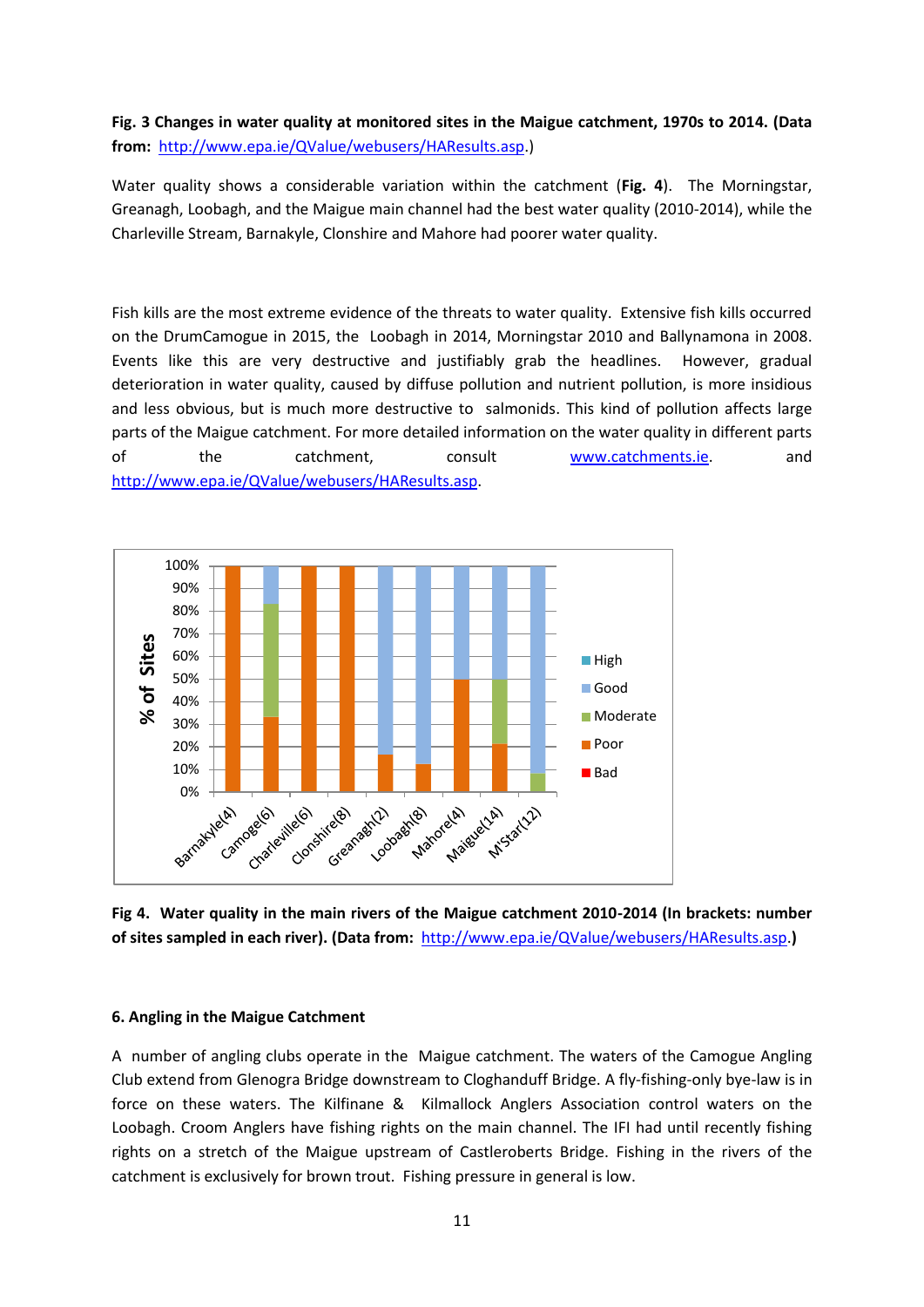**Fig. 3 Changes in water quality at monitored sites in the Maigue catchment, 1970s to 2014. (Data from: http://www.epa.ie/QValue/webusers/HAResults.asp.)**

Water quality shows a considerable variation within the catchment (**Fig. 4**). The Morningstar, Greanagh, Loobagh, and the Maigue main channel had the best water quality (2010-2014), while the Charleville Stream, Barnakyle, Clonshire and Mahore had poorer water quality.

Fish kills are the most extreme evidence of the threats to water quality. Extensive fish kills occurred on the DrumCamogue in 2015, the Loobagh in 2014, Morningstar 2010 and Ballynamona in 2008. Events like this are very destructive and justifiably grab the headlines. However, gradual deterioration in water quality, caused by diffuse pollution and nutrient pollution, is more insidious and less obvious, but is much more destructive to salmonids. This kind of pollution affects large parts of the Maigue catchment. For more detailed information on the water quality in different parts of the catchment, consult www.catchments.ie. and http://www.epa.ie/QValue/webusers/HAResults.asp.

**Fig 4. Water quality in the main rivers of the Maigue catchment 2010-2014 (In brackets: number of sites sampled in each river). (Data from: http://www.epa.ie/QValue/webusers/HAResults.asp.)**

## 6. Angling in the Maigue Catchment

A number of angling clubs operate in the Maigue catchment. The waters of the Camogue Angling Club extend from Glenogra Bridge downstream to Cloghanduff Bridge. A fly-fishing-only bye-law is in force on these waters. The Kilfinane & Kilmallock Anglers Association control waters on the Loobagh. Croom Anglers have fishing rights on the main channel. The IFI had until recently fishing rights on a stretch of the Maigue upstream of Castleroberts Bridge. Fishing in the rivers of the catchment is exclusively for brown trout. Fishing pressure in general is low.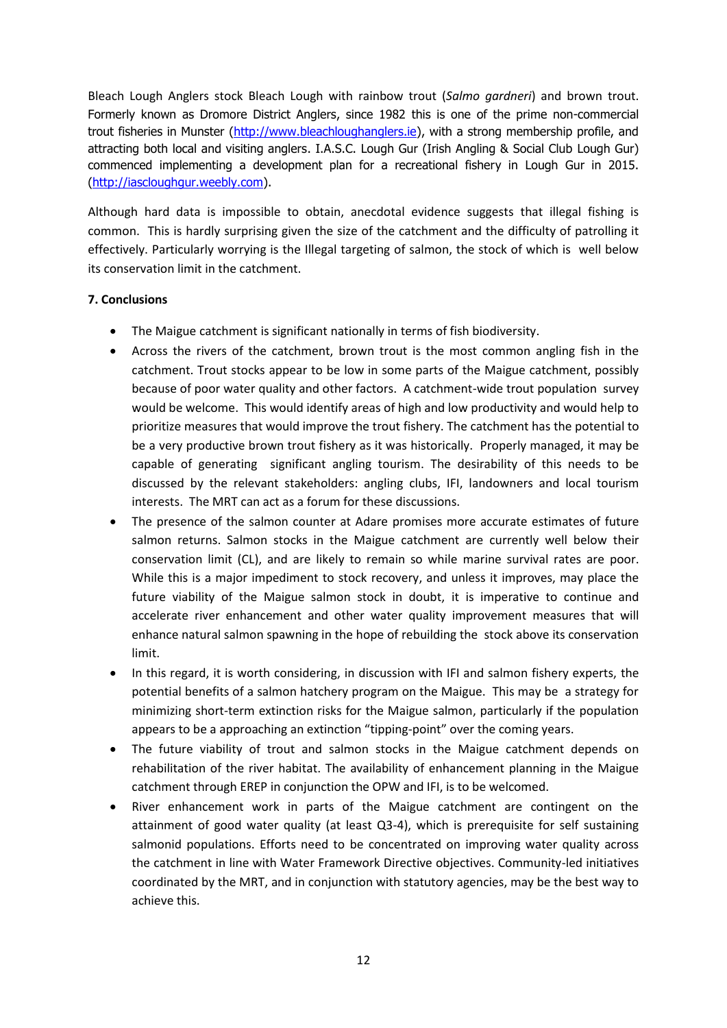Bleach Lough Anglers stock Bleach Lough with rainbow trout (*Salmo gardneri*) and brown trout. Formerly known as Dromore District Anglers, since 1982 this is one of the prime non-commercial trout fisheries in Munster (http://www.bleachloughanglers.ie), with a strong membership profile, and attracting both local and visiting anglers. I.A.S.C. Lough Gur (Irish Angling & Social Club Lough Gur) commenced implementing a development plan for a recreational fishery in Lough Gur in 2015. (http://iascloughgur.weebly.com).

Although hard data is impossible to obtain, anecdotal evidence suggests that illegal fishing is common. This is hardly surprising given the size of the catchment and the difficulty of patrolling it effectively. Particularly worrying is the Illegal targeting of salmon, the stock of which is well below its conservation limit in the catchment.

**7. Conclusions**

- The Maigue catchment is significant nationally in terms of fish biodiversity.
- Across the rivers of the catchment, brown trout is the most common angling fish in the catchment. Trout stocks appear to be low in some parts of the Maigue catchment, possibly because of poor water quality and other factors. A catchment-wide trout population survey would be welcome. This would identify areas of high and low productivity and would help to prioritize measures that would improve the trout fishery. The catchment has the potential to be a very productive brown trout fishery as it was historically. Properly managed, it may be capable of generating significant angling tourism. The desirability of this needs to be discussed by the relevant stakeholders: angling clubs, IFI, landowners and local tourism interests. The MRT can act as a forum for these discussions.
- The presence of the salmon counter at Adare promises more accurate estimates of future salmon returns. Salmon stocks in the Maigue catchment are currently well below their conservation limit (CL), and are likely to remain so while marine survival rates are poor. While this is a major impediment to stock recovery, and unless it improves, may place the future viability of the Maigue salmon stock in doubt, it is imperative to continue and accelerate river enhancement and other water quality improvement measures that will enhance natural salmon spawning in the hope of rebuilding the stock above its conservation limit.
- In this regard, it is worth considering, in discussion with IFI and salmon fishery experts, the potential benefits of a salmon hatchery program on the Maigue. This may be a strategy for minimizing short-term extinction risks for the Maigue salmon, particularly if the population appears to be a approaching an extinction "tipping-point" over the coming years.
- The future viability of trout and salmon stocks in the Maigue catchment depends on rehabilitation of the river habitat. The availability of enhancement planning in the Maigue catchment through EREP in conjunction the OPW and IFI, is to be welcomed.
- River enhancement work in parts of the Maigue catchment are contingent on the attainment of good water quality (at least Q3-4), which is prerequisite for self sustaining salmonid populations. Efforts need to be concentrated on improving water quality across the catchment in line with Water Framework Directive objectives. Community-led initiatives coordinated by the MRT, and in conjunction with statutory agencies, may be the best way to achieve this.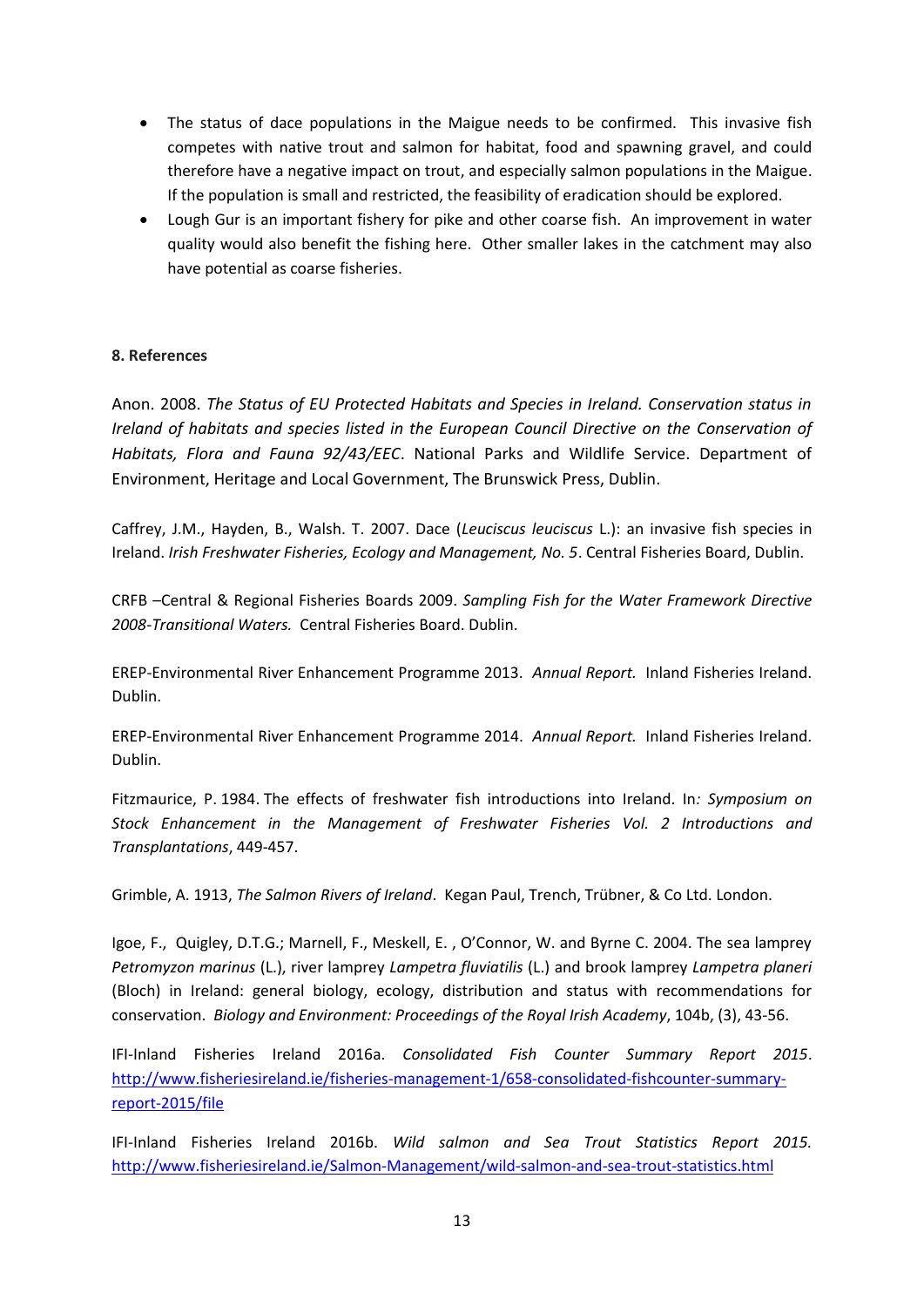- The status of dace populations in the Maigue needs to be confirmed. This invasive fish competes with native trout and salmon for habitat, food and spawning gravel, and could therefore have a negative impact on trout, and especially salmon populations in the Maigue. If the population is small and restricted, the feasibility of eradication should be explored.
- Lough Gur is an important fishery for pike and other coarse fish. An improvement in water quality would also benefit the fishing here. Other smaller lakes in the catchment may also have potential as coarse fisheries.

**8. References**

Anon. 2008. *The Status of EU Protected Habitats and Species in Ireland. Conservation status in Ireland of habitats and species listed in the European Council Directive on the Conservation of Habitats, Flora and Fauna 92/43/EEC*. National Parks and Wildlife Service. Department of Environment, Heritage and Local Government, The Brunswick Press, Dublin.

Caffrey, J.M., Hayden, B., Walsh. T. 2007. Dace (*Leuciscus leuciscus* L.): an invasive fish species in Ireland. *Irish Freshwater Fisheries, Ecology and Management, No. 5*. Central Fisheries Board, Dublin.

CRFB –Central & Regional Fisheries Boards 2009. *Sampling Fish for the Water Framework Directive 2008-Transitional Waters.* Central Fisheries Board. Dublin.

EREP-Environmental River Enhancement Programme 2013. *Annual Report.* Inland Fisheries Ireland. Dublin.

EREP-Environmental River Enhancement Programme 2014. *Annual Report.* Inland Fisheries Ireland. Dublin.

Fitzmaurice, P. 1984. The effects of freshwater fish introductions into Ireland. In*: Symposium on Stock Enhancement in the Management of Freshwater Fisheries Vol. 2 Introductions and Transplantations*, 449-457.

Grimble, A. 1913, *The Salmon Rivers of Ireland*. Kegan Paul, Trench, Trübner, & Co Ltd. London.

Igoe, F., Quigley, D.T.G.; Marnell, F., Meskell, E. , O'Connor, W. and Byrne C. 2004. The sea lamprey *Petromyzon marinus* (L.), river lamprey *Lampetra fluviatilis* (L.) and brook lamprey *Lampetra planeri* (Bloch) in Ireland: general biology, ecology, distribution and status with recommendations for conservation. *Biology and Environment: Proceedings of the Royal Irish Academy*, 104b, (3), 43-56.

IFI-Inland Fisheries Ireland 2016a. *Consolidated Fish Counter Summary Report 2015*. http://www.fisheriesireland.ie/fisheries-management-1/658-consolidated-fishcounter-summary-report-2015/file

IFI-Inland Fisheries Ireland 2016b. *Wild salmon and Sea Trout Statistics Report 2015.* http://www.fisheriesireland.ie/Salmon-Management/wild-salmon-and-sea-trout-statistics.html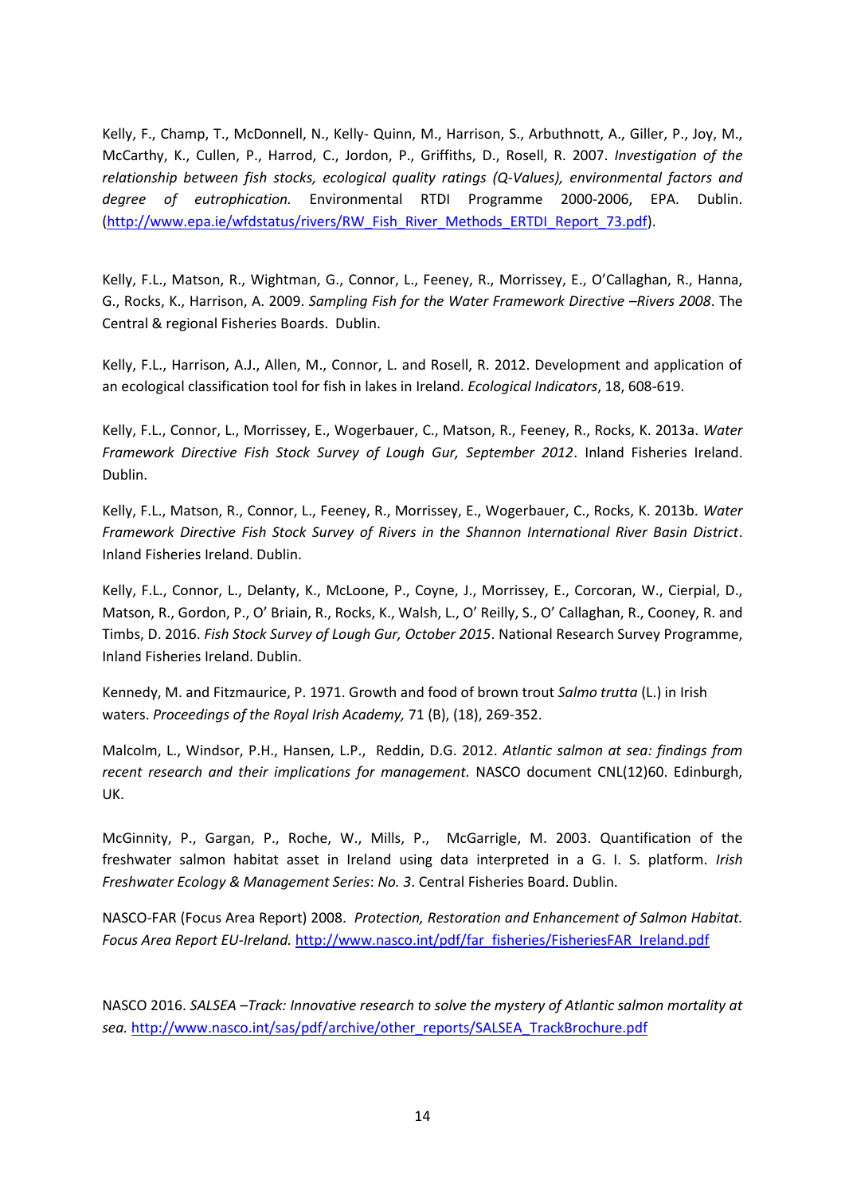Kelly, F., Champ, T., McDonnell, N., Kelly- Quinn, M., Harrison, S., Arbuthnott, A., Giller, P., Joy, M., McCarthy, K., Cullen, P., Harrod, C., Jordon, P., Griffiths, D., Rosell, R. 2007. *Investigation of the relationship between fish stocks, ecological quality ratings (Q-Values), environmental factors and degree of eutrophication.* Environmental RTDI Programme 2000-2006, EPA. Dublin. (http://www.epa.ie/wfdstatus/rivers/RW_Fish_River_Methods_ERTDI_Report_73.pdf).

Kelly, F.L., Matson, R., Wightman, G., Connor, L., Feeney, R., Morrissey, E., O'Callaghan, R., Hanna, G., Rocks, K., Harrison, A. 2009. *Sampling Fish for the Water Framework Directive –Rivers 2008*. The Central & regional Fisheries Boards. Dublin.

Kelly, F.L., Harrison, A.J., Allen, M., Connor, L. and Rosell, R. 2012. Development and application of an ecological classification tool for fish in lakes in Ireland. *Ecological Indicators*, 18, 608-619.

Kelly, F.L., Connor, L., Morrissey, E., Wogerbauer, C., Matson, R., Feeney, R., Rocks, K. 2013a. *Water Framework Directive Fish Stock Survey of Lough Gur, September 2012*. Inland Fisheries Ireland. Dublin.

Kelly, F.L., Matson, R., Connor, L., Feeney, R., Morrissey, E., Wogerbauer, C., Rocks, K. 2013b. *Water Framework Directive Fish Stock Survey of Rivers in the Shannon International River Basin District*. Inland Fisheries Ireland. Dublin.

Kelly, F.L., Connor, L., Delanty, K., McLoone, P., Coyne, J., Morrissey, E., Corcoran, W., Cierpial, D., Matson, R., Gordon, P., O' Briain, R., Rocks, K., Walsh, L., O' Reilly, S., O' Callaghan, R., Cooney, R. and Timbs, D. 2016. *Fish Stock Survey of Lough Gur, October 2015*. National Research Survey Programme, Inland Fisheries Ireland. Dublin.

Kennedy, M. and Fitzmaurice, P. 1971. Growth and food of brown trout *Salmo trutta* (L.) in Irish waters. *Proceedings of the Royal Irish Academy,* 71 (B), (18), 269-352.

Malcolm, L., Windsor, P.H., Hansen, L.P., Reddin, D.G. 2012. *Atlantic salmon at sea: findings from recent research and their implications for management.* NASCO document CNL(12)60. Edinburgh, UK.

McGinnity, P., Gargan, P., Roche, W., Mills, P., McGarrigle, M. 2003. Quantification of the freshwater salmon habitat asset in Ireland using data interpreted in a G. I. S. platform. *Irish Freshwater Ecology & Management Series*: *No. 3*. Central Fisheries Board. Dublin.

NASCO-FAR (Focus Area Report) 2008. *Protection, Restoration and Enhancement of Salmon Habitat. Focus Area Report EU-Ireland.* http://www.nasco.int/pdf/far_fisheries/FisheriesFAR_Ireland.pdf

NASCO 2016. *SALSEA –Track: Innovative research to solve the mystery of Atlantic salmon mortality at sea.* http://www.nasco.int/sas/pdf/archive/other_reports/SALSEA_TrackBrochure.pdf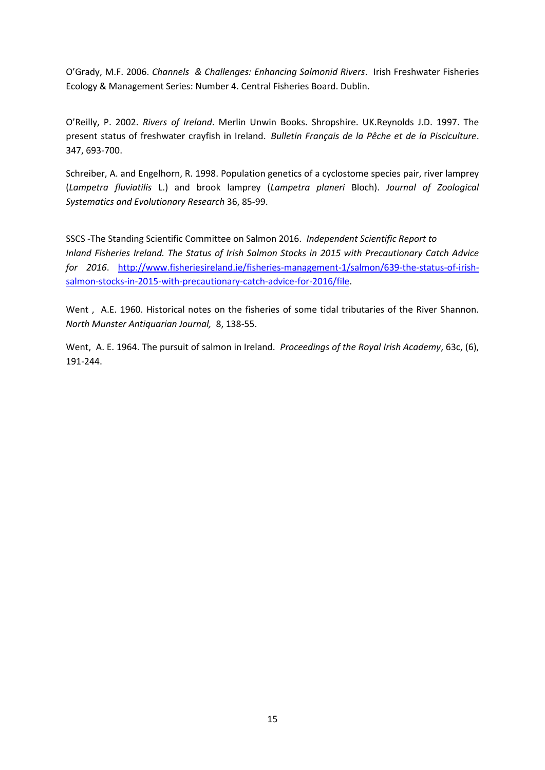O'Grady, M.F. 2006. *Channels & Challenges: Enhancing Salmonid Rivers*. Irish Freshwater Fisheries Ecology & Management Series: Number 4. Central Fisheries Board. Dublin.

O'Reilly, P. 2002. *Rivers of Ireland*. Merlin Unwin Books. Shropshire. UK.Reynolds J.D. 1997. The present status of freshwater crayfish in Ireland. *Bulletin Français de la Pêche et de la Pisciculture*. 347, 693-700.

Schreiber, A. and Engelhorn, R. 1998. Population genetics of a cyclostome species pair, river lamprey (*Lampetra fluviatilis* L.) and brook lamprey (*Lampetra planeri* Bloch). *Journal of Zoological Systematics and Evolutionary Research* 36, 85-99.

SSCS -The Standing Scientific Committee on Salmon 2016. *Independent Scientific Report to Inland Fisheries Ireland. The Status of Irish Salmon Stocks in 2015 with Precautionary Catch Advice for 2016*. [http://www.fisheriesireland.ie/fisheries-management-1/salmon/639-the-status-of-irish-salmon-stocks-in-2015-with-precautionary-catch-advice-for-2016/file](http://www.fisheriesireland.ie/fisheries-management-1/salmon/639-the-status-of-irish-salmon-stocks-in-2015-with-precautionary-catch-advice-for-2016/file).

Went , A.E. 1960. Historical notes on the fisheries of some tidal tributaries of the River Shannon. *North Munster Antiquarian Journal,* 8, 138-55.

Went, A. E. 1964. The pursuit of salmon in Ireland. *Proceedings of the Royal Irish Academy*, 63c, (6), 191-244.